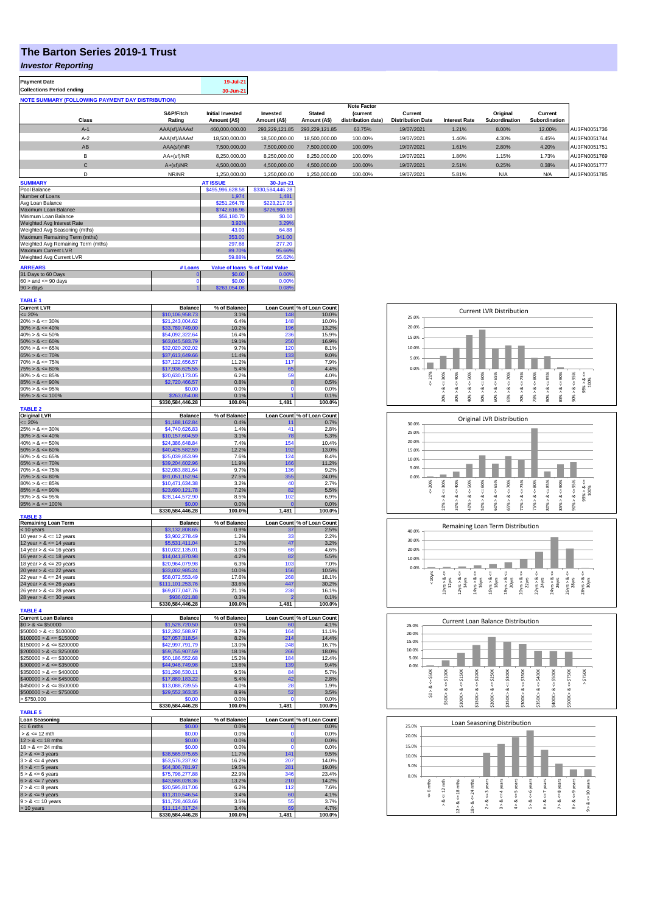# The Barton Series 2019-1 Trust

## *Investor Reporting*

| | |
|---|---|
| **Payment Date** | 19-Jul-21 |
| **Collections Period ending** | 30-Jun-21 |

**NOTE SUMMARY (FOLLOWING PAYMENT DAY DISTRIBUTION)**

| Class | S&P/Fitch Rating | Initial Invested Amount (A$) | Invested Amount (A$) | Stated Amount (A$) | Note Factor (current distribution date) | Current Distribution Date | Interest Rate | Original Subordination | Current Subordination | |
|---|---|---|---|---|---|---|---|---|---|---|
| A-1 | AAA(sf)/AAAsf | 460,000,000.00 | 293,229,121.85 | 293,229,121.85 | 63.75% | 19/07/2021 | 1.21% | 8.00% | 12.00% | AU3FN0051736 |
| A-2 | AAA(sf)/AAAsf | 18,500,000.00 | 18,500,000.00 | 18,500,000.00 | 100.00% | 19/07/2021 | 1.46% | 4.30% | 6.45% | AU3FN0051744 |
| AB | AAA(sf)/NR | 7,500,000.00 | 7,500,000.00 | 7,500,000.00 | 100.00% | 19/07/2021 | 1.61% | 2.80% | 4.20% | AU3FN0051751 |
| B | AA+(sf)/NR | 8,250,000.00 | 8,250,000.00 | 8,250,000.00 | 100.00% | 19/07/2021 | 1.86% | 1.15% | 1.73% | AU3FN0051769 |
| C | A+(sf)/NR | 4,500,000.00 | 4,500,000.00 | 4,500,000.00 | 100.00% | 19/07/2021 | 2.51% | 0.25% | 0.38% | AU3FN0051777 |
| D | NR/NR | 1,250,000.00 | 1,250,000.00 | 1,250,000.00 | 100.00% | 19/07/2021 | 5.81% | N/A | N/A | AU3FN0051785 |

| SUMMARY | AT ISSUE | 30-Jun-21 |
|---|---|---|
| Pool Balance | $495,996,628.58 | $330,584,446.28 |
| Number of Loans | 1,974 | 1,481 |
| Avg Loan Balance | $251,264.76 | $223,217.05 |
| Maximum Loan Balance | $742,616.96 | $726,900.59 |
| Minimum Loan Balance | $56,180.70 | $0.00 |
| Weighted Avg Interest Rate | 3.92% | 3.29% |
| Weighted Avg Seasoning (mths) | 43.03 | 64.88 |
| Maximum Remaining Term (mths) | 353.00 | 341.00 |
| Weighted Avg Remaining Term (mths) | 297.68 | 277.20 |
| Maximum Current LVR | 89.70% | 95.66% |
| Weighted Avg Current LVR | 59.88% | 55.62% |

| ARREARS | # Loans | Value of loans | % of Total Value |
|---|---|---|---|
| 31 Days to 60 Days | 0 | $0.00 | 0.00% |
| 60 > and <= 90 days | 0 | $0.00 | 0.00% |
| 90 > days | 1 | $263,054.08 | 0.08% |

**TABLE 1**

| Current LVR | Balance | % of Balance | Loan Count | % of Loan Count |
|---|---|---|---|---|
| <= 20% | $10,106,958.73 | 3.1% | 148 | 10.0% |
| 20% > & <= 30% | $21,243,004.62 | 6.4% | 148 | 10.0% |
| 30% > & <= 40% | $33,789,749.00 | 10.2% | 196 | 13.2% |
| 40% > & <= 50% | $54,092,322.64 | 16.4% | 236 | 15.9% |
| 50% > & <= 60% | $63,045,583.79 | 19.1% | 250 | 16.9% |
| 60% > & <= 65% | $32,020,202.02 | 9.7% | 120 | 8.1% |
| 65% > & <= 70% | $37,613,649.66 | 11.4% | 133 | 9.0% |
| 70% > & <= 75% | $37,122,656.57 | 11.2% | 117 | 7.9% |
| 75% > & <= 80% | $17,936,625.55 | 5.4% | 65 | 4.4% |
| 80% > & <= 85% | $20,630,173.05 | 6.2% | 59 | 4.0% |
| 85% > & <= 90% | $2,720,466.57 | 0.8% | 8 | 0.5% |
| 90% > & <= 95% | $0.00 | 0.0% | 0 | 0.0% |
| 95% > & <= 100% | $263,054.08 | 0.1% | 1 | 0.1% |
| | $330,584,446.28 | 100.0% | 1,481 | 100.0% |

**TABLE 2**

| Original LVR | Balance | % of Balance | Loan Count | % of Loan Count |
|---|---|---|---|---|
| <= 20% | $1,188,162.84 | 0.4% | 11 | 0.7% |
| 25% > & <= 30% | $4,740,626.83 | 1.4% | 41 | 2.8% |
| 30% > & <= 40% | $10,157,604.59 | 3.1% | 78 | 5.3% |
| 40% > & <= 50% | $24,386,648.84 | 7.4% | 154 | 10.4% |
| 50% > & <= 60% | $40,425,582.59 | 12.2% | 192 | 13.0% |
| 60% > & <= 65% | $25,039,853.99 | 7.6% | 124 | 8.4% |
| 65% > & <= 70% | $39,204,602.96 | 11.9% | 166 | 11.2% |
| 70% > & <= 75% | $32,083,881.64 | 9.7% | 136 | 9.2% |
| 75% > & <= 80% | $91,051,152.94 | 27.5% | 355 | 24.0% |
| 80% > & <= 85% | $10,471,634.38 | 3.2% | 40 | 2.7% |
| 85% > & <= 90% | $23,690,121.78 | 7.2% | 82 | 5.5% |
| 90% > & <= 95% | $28,144,572.90 | 8.5% | 102 | 6.9% |
| 95% > & <= 100% | $0.00 | 0.0% | 0 | 0.0% |
| | $330,584,446.28 | 100.0% | 1,481 | 100.0% |

**TABLE 3**

| Remaining Loan Term | Balance | % of Balance | Loan Count | % of Loan Count |
|---|---|---|---|---|
| < 10 years | $3,132,808.65 | 0.9% | 37 | 2.5% |
| 10 year > & <= 12 years | $3,902,278.49 | 1.2% | 33 | 2.2% |
| 12 year > & <= 14 years | $5,531,411.04 | 1.7% | 47 | 3.2% |
| 14 year > & <= 16 years | $10,022,135.01 | 3.0% | 68 | 4.6% |
| 16 year > & <= 18 years | $14,041,870.98 | 4.2% | 82 | 5.5% |
| 18 year > & <= 20 years | $20,964,079.98 | 6.3% | 103 | 7.0% |
| 20 year > & <= 22 years | $33,002,985.24 | 10.0% | 156 | 10.5% |
| 22 year > & <= 24 years | $58,072,553.49 | 17.6% | 268 | 18.1% |
| 24 year > & <= 26 years | $111,101,253.76 | 33.6% | 447 | 30.2% |
| 26 year > & <= 28 years | $69,877,047.76 | 21.1% | 238 | 16.1% |
| 28 year > & <= 30 years | $936,021.88 | 0.3% | 2 | 0.1% |
| | $330,584,446.28 | 100.0% | 1,481 | 100.0% |

**TABLE 4**

| Current Loan Balance | Balance | % of Balance | Loan Count | % of Loan Count |
|---|---|---|---|---|
| $0 > & <= $50000 | $1,528,720.50 | 0.5% | 60 | 4.1% |
| $50000 > & <= $100000 | $12,282,588.97 | 3.7% | 164 | 11.1% |
| $100000 > & <= $150000 | $27,057,318.54 | 8.2% | 214 | 14.4% |
| $150000 > & <= $200000 | $42,997,791.79 | 13.0% | 248 | 16.7% |
| $200000 > & <= $250000 | $59,755,907.59 | 18.1% | 266 | 18.0% |
| $250000 > & <= $300000 | $50,186,552.68 | 15.2% | 184 | 12.4% |
| $300000 > & <= $350000 | $44,946,749.98 | 13.6% | 139 | 9.4% |
| $350000 > & <= $400000 | $31,298,530.11 | 9.5% | 84 | 5.7% |
| $400000 > & <= $450000 | $17,889,183.22 | 5.4% | 42 | 2.8% |
| $450000 > & <= $500000 | $13,088,739.55 | 4.0% | 28 | 1.9% |
| $500000 > & <= $750000 | $29,552,363.35 | 8.9% | 52 | 3.5% |
| > $750,000 | $0.00 | 0.0% | 0 | 0.0% |
| | $330,584,446.28 | 100.0% | 1,481 | 100.0% |

**TABLE 5**

| Loan Seasoning | Balance | % of Balance | Loan Count | % of Loan Count |
|---|---|---|---|---|
| <= 6 mths | $0.00 | 0.0% | 0 | 0.0% |
| > & <= 12 mth | $0.00 | 0.0% | 0 | 0.0% |
| 12 > & <= 18 mths | $0.00 | 0.0% | 0 | 0.0% |
| 18 > & <= 24 mths | $0.00 | 0.0% | 0 | 0.0% |
| 2 > & <= 3 years | $38,565,975.65 | 11.7% | 141 | 9.5% |
| 3 > & <= 4 years | $53,576,237.92 | 16.2% | 207 | 14.0% |
| 4 > & <= 5 years | $64,306,781.97 | 19.5% | 281 | 19.0% |
| 5 > & <= 6 years | $75,798,277.88 | 22.9% | 346 | 23.4% |
| 6 > & <= 7 years | $43,588,028.36 | 13.2% | 210 | 14.2% |
| 7 > & <= 8 years | $20,595,817.06 | 6.2% | 112 | 7.6% |
| 8 > & <= 9 years | $11,310,546.54 | 3.4% | 60 | 4.1% |
| 9 > & <= 10 years | $11,728,463.66 | 3.5% | 55 | 3.7% |
| > 10 years | $11,114,317.24 | 3.4% | 69 | 4.7% |
| | $330,584,446.28 | 100.0% | 1,481 | 100.0% |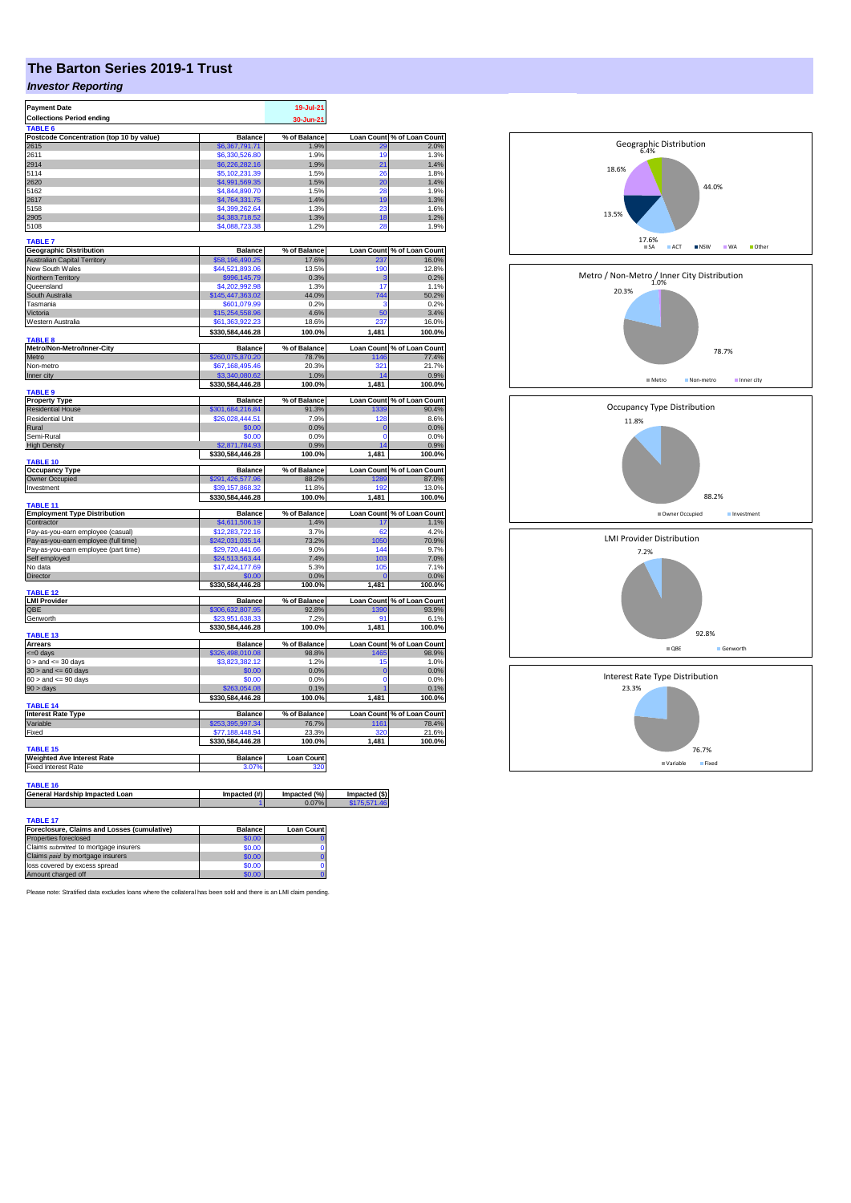# The Barton Series 2019-1 Trust

## *Investor Reporting*

| Payment Date | 19-Jul-21 |
|---|---|
| Collections Period ending | 30-Jun-21 |

**TABLE 6**

| Postcode Concentration (top 10 by value) | Balance | % of Balance | Loan Count | % of Loan Count |
|---|---|---|---|---|
| 2615 | $6,367,791.71 | 1.9% | 29 | 2.0% |
| 2611 | $6,330,526.80 | 1.9% | 19 | 1.3% |
| 2914 | $6,226,282.16 | 1.9% | 21 | 1.4% |
| 5114 | $5,102,231.39 | 1.5% | 26 | 1.8% |
| 2620 | $4,991,569.35 | 1.5% | 20 | 1.4% |
| 5162 | $4,844,890.70 | 1.5% | 28 | 1.9% |
| 2617 | $4,764,331.75 | 1.4% | 19 | 1.3% |
| 5158 | $4,399,262.64 | 1.3% | 23 | 1.6% |
| 2905 | $4,383,718.52 | 1.3% | 18 | 1.2% |
| 5108 | $4,088,723.38 | 1.2% | 28 | 1.9% |

**TABLE 7**

| Geographic Distribution | Balance | % of Balance | Loan Count | % of Loan Count |
|---|---|---|---|---|
| Australian Capital Territory | $58,196,490.25 | 17.6% | 237 | 16.0% |
| New South Wales | $44,521,893.06 | 13.5% | 190 | 12.8% |
| Northern Territory | $996,145.79 | 0.3% | 3 | 0.2% |
| Queensland | $4,202,992.98 | 1.3% | 17 | 1.1% |
| South Australia | $145,447,363.02 | 44.0% | 744 | 50.2% |
| Tasmania | $601,079.99 | 0.2% | 3 | 0.2% |
| Victoria | $15,254,558.96 | 4.6% | 50 | 3.4% |
| Western Australia | $61,363,922.23 | 18.6% | 237 | 16.0% |
| | $330,584,446.28 | 100.0% | 1,481 | 100.0% |

**TABLE 8**

| Metro/Non-Metro/Inner-City | Balance | % of Balance | Loan Count | % of Loan Count |
|---|---|---|---|---|
| Metro | $260,075,870.20 | 78.7% | 1146 | 77.4% |
| Non-metro | $67,168,495.46 | 20.3% | 321 | 21.7% |
| Inner city | $3,340,080.62 | 1.0% | 14 | 0.9% |
| | $330,584,446.28 | 100.0% | 1,481 | 100.0% |

**TABLE 9**

| Property Type | Balance | % of Balance | Loan Count | % of Loan Count |
|---|---|---|---|---|
| Residential House | $301,684,216.84 | 91.3% | 1339 | 90.4% |
| Residential Unit | $26,028,444.51 | 7.9% | 128 | 8.6% |
| Rural | $0.00 | 0.0% | 0 | 0.0% |
| Semi-Rural | $0.00 | 0.0% | 0 | 0.0% |
| High Density | $2,871,784.93 | 0.9% | 14 | 0.9% |
| | $330,584,446.28 | 100.0% | 1,481 | 100.0% |

**TABLE 10**

| Occupancy Type | Balance | % of Balance | Loan Count | % of Loan Count |
|---|---|---|---|---|
| Owner Occupied | $291,426,577.96 | 88.2% | 1289 | 87.0% |
| Investment | $39,157,868.32 | 11.8% | 192 | 13.0% |
| | $330,584,446.28 | 100.0% | 1,481 | 100.0% |

**TABLE 11**

| Employment Type Distribution | Balance | % of Balance | Loan Count | % of Loan Count |
|---|---|---|---|---|
| Contractor | $4,611,506.19 | 1.4% | 17 | 1.1% |
| Pay-as-you-earn employee (casual) | $12,283,722.16 | 3.7% | 62 | 4.2% |
| Pay-as-you-earn employee (full time) | $242,031,035.14 | 73.2% | 1050 | 70.9% |
| Pay-as-you-earn employee (part time) | $29,720,441.66 | 9.0% | 144 | 9.7% |
| Self employed | $24,513,563.44 | 7.4% | 103 | 7.0% |
| No data | $17,424,177.69 | 5.3% | 105 | 7.1% |
| Director | $0.00 | 0.0% | 0 | 0.0% |
| | $330,584,446.28 | 100.0% | 1,481 | 100.0% |

**TABLE 12**

| LMI Provider | Balance | % of Balance | Loan Count | % of Loan Count |
|---|---|---|---|---|
| QBE | $306,632,807.95 | 92.8% | 1390 | 93.9% |
| Genworth | $23,951,638.33 | 7.2% | 91 | 6.1% |
| | $330,584,446.28 | 100.0% | 1,481 | 100.0% |

**TABLE 13**

| Arrears | Balance | % of Balance | Loan Count | % of Loan Count |
|---|---|---|---|---|
| <=0 days | $326,498,010.08 | 98.8% | 1465 | 98.9% |
| 0 > and <= 30 days | $3,823,382.12 | 1.2% | 15 | 1.0% |
| 30 > and <= 60 days | $0.00 | 0.0% | 0 | 0.0% |
| 60 > and <= 90 days | $0.00 | 0.0% | 0 | 0.0% |
| 90 > days | $263,054.08 | 0.1% | 1 | 0.1% |
| | $330,584,446.28 | 100.0% | 1,481 | 100.0% |

**TABLE 14**

| Interest Rate Type | Balance | % of Balance | Loan Count | % of Loan Count |
|---|---|---|---|---|
| Variable | $253,395,997.34 | 76.7% | 1161 | 78.4% |
| Fixed | $77,188,448.94 | 23.3% | 320 | 21.6% |
| | $330,584,446.28 | 100.0% | 1,481 | 100.0% |

**TABLE 15**

| Weighted Ave Interest Rate | Balance | Loan Count |
|---|---|---|
| Fixed Interest Rate | 3.07% | 320 |

**TABLE 16**

| General Hardship Impacted Loan | Impacted (#) | Impacted (%) | Impacted ($) |
|---|---|---|---|
| | 1 | 0.07% | $175,571.46 |

**TABLE 17**

| Foreclosure, Claims and Losses (cumulative) | Balance | Loan Count |
|---|---|---|
| Properties foreclosed | $0.00 | 0 |
| Claims *submitted* to mortgage insurers | $0.00 | 0 |
| Claims *paid* by mortgage insurers | $0.00 | 0 |
| loss covered by excess spread | $0.00 | 0 |
| Amount charged off | $0.00 | 0 |

Please note: Stratified data excludes loans where the collateral has been sold and there is an LMI claim pending.

Geographic Distribution: SA 44.0%, ACT 17.6%, NSW 13.5%, WA 18.6%, Other 6.4%

Metro / Non-Metro / Inner City Distribution: Metro 78.7%, Non-metro 20.3%, Inner city 1.0%

Occupancy Type Distribution: Owner Occupied 88.2%, Investment 11.8%

LMI Provider Distribution: QBE 92.8%, Genworth 7.2%

Interest Rate Type Distribution: Variable 76.7%, Fixed 23.3%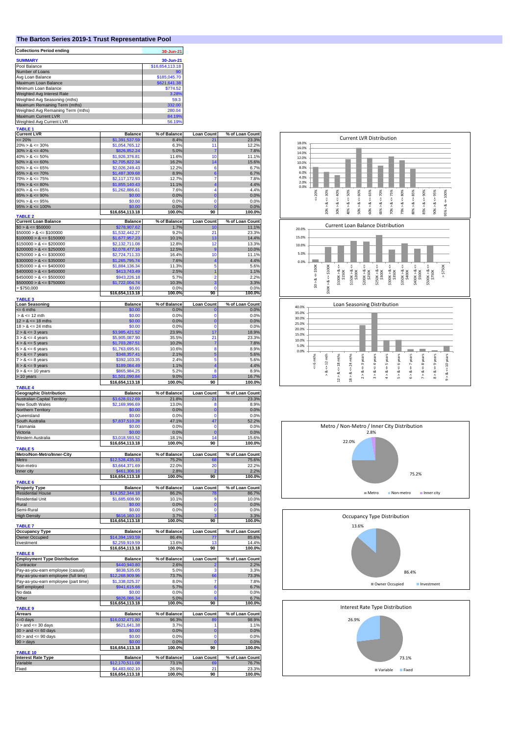# The Barton Series 2019-1 Trust Representative Pool

| Collections Period ending | 30-Jun-21 |
|---|---|

| SUMMARY | 30-Jun-21 |
|---|---|
| Pool Balance | $16,654,113.18 |
| Number of Loans | 90 |
| Avg Loan Balance | $185,045.70 |
| Maximum Loan Balance | $621,641.38 |
| Minimum Loan Balance | $774.52 |
| Weighted Avg Interest Rate | 3.28% |
| Weighted Avg Seasoning (mths) | 59.3 |
| Maximum Remaining Term (mths) | 332.00 |
| Weighted Avg Remaining Term (mths) | 280.04 |
| Maximum Current LVR | 84.19% |
| Weighted Avg Current LVR | 56.19% |

TABLE 1

| Current LVR | Balance | % of Balance | Loan Count | % of Loan Count |
|---|---|---|---|---|
| <= 20% | $1,391,537.59 | 8.4% | 21 | 23.3% |
| 20% > & <= 30% | $1,054,765.12 | 6.3% | 11 | 12.2% |
| 30% > & <= 40% | $826,852.24 | 5.0% | 7 | 7.8% |
| 40% > & <= 50% | $1,926,376.81 | 11.6% | 10 | 11.1% |
| 50% > & <= 60% | $2,705,822.34 | 16.2% | 14 | 15.6% |
| 60% > & <= 65% | $2,026,249.43 | 12.2% | 6 | 6.7% |
| 65% > & <= 70% | $1,487,309.68 | 8.9% | 6 | 6.7% |
| 70% > & <= 75% | $2,117,172.93 | 12.7% | 7 | 7.8% |
| 75% > & <= 80% | $1,855,140.43 | 11.1% | 4 | 4.4% |
| 80% > & <= 85% | $1,262,886.61 | 7.6% | 4 | 4.4% |
| 85% > & <= 90% | $0.00 | 0.0% | 0 | 0.0% |
| 90% > & <= 95% | $0.00 | 0.0% | 0 | 0.0% |
| 95% > & <= 100% | $0.00 | 0.0% | 0 | 0.0% |
| | $16,654,113.18 | 100.0% | 90 | 100.0% |

TABLE 2

| Current Loan Balance | Balance | % of Balance | Loan Count | % of Loan Count |
|---|---|---|---|---|
| $0 > & <= $50000 | $278,907.62 | 1.7% | 10 | 11.1% |
| $50000 > & <= $100000 | $1,532,442.27 | 9.2% | 21 | 23.3% |
| $100000 > & <= $150000 | $1,677,957.23 | 10.1% | 13 | 14.4% |
| $150000 > & <= $200000 | $2,132,711.08 | 12.8% | 12 | 13.3% |
| $200000 > & <= $250000 | $2,078,477.16 | 12.5% | 9 | 10.0% |
| $250000 > & <= $300000 | $2,724,711.33 | 16.4% | 10 | 11.1% |
| $300000 > & <= $350000 | $1,265,795.74 | 7.6% | 4 | 4.4% |
| $350000 > & <= $400000 | $1,884,136.34 | 11.3% | 5 | 5.6% |
| $400000 > & <= $450000 | $413,743.49 | 2.5% | 1 | 1.1% |
| $450000 > & <= $500000 | $943,226.18 | 5.7% | 2 | 2.2% |
| $500000 > & <= $750000 | $1,722,004.74 | 10.3% | 3 | 3.3% |
| > $750,000 | $0.00 | 0.0% | 0 | 0.0% |
| | $16,654,113.18 | 100.0% | 90 | 100.0% |

TABLE 3

| Loan Seasoning | Balance | % of Balance | Loan Count | % of Loan Count |
|---|---|---|---|---|
| <= 6 mths | $0.00 | 0.0% | 0 | 0.0% |
| > & <= 12 mth | $0.00 | 0.0% | 0 | 0.0% |
| 12 > & <= 18 mths | $0.00 | 0.0% | 0 | 0.0% |
| 18 > & <= 24 mths | $0.00 | 0.0% | 0 | 0.0% |
| 2 > & <= 3 years | $3,985,421.52 | 23.9% | 17 | 18.9% |
| 3 > & <= 4 years | $5,905,087.90 | 35.5% | 21 | 23.3% |
| 4 > & <= 5 years | $1,703,287.51 | 10.2% | 7 | 7.8% |
| 5 > & <= 6 years | $1,763,695.91 | 10.6% | 8 | 8.9% |
| 6 > & <= 7 years | $348,357.41 | 2.1% | 5 | 5.6% |
| 7 > & <= 8 years | $392,103.35 | 2.4% | 5 | 5.6% |
| 8 > & <= 9 years | $189,084.49 | 1.1% | 4 | 4.4% |
| 9 > & <= 10 years | $865,984.25 | 5.2% | 8 | 8.9% |
| > 10 years | $1,501,090.84 | 9.0% | 15 | 16.7% |
| | $16,654,113.18 | 100.0% | 90 | 100.0% |

TABLE 4

| Geographic Distribution | Balance | % of Balance | Loan Count | % of Loan Count |
|---|---|---|---|---|
| Australian Capital Territory | $3,628,012.69 | 21.8% | 21 | 23.3% |
| New South Wales | $2,169,996.69 | 13.0% | 8 | 8.9% |
| Northern Territory | $0.00 | 0.0% | 0 | 0.0% |
| Queensland | $0.00 | 0.0% | 0 | 0.0% |
| South Australia | $7,837,510.28 | 47.1% | 47 | 52.2% |
| Tasmania | $0.00 | 0.0% | 0 | 0.0% |
| Victoria | $0.00 | 0.0% | 0 | 0.0% |
| Western Australia | $3,018,593.52 | 18.1% | 14 | 15.6% |
| | $16,654,113.18 | 100.0% | 90 | 100.0% |

TABLE 5

| Metro/Non-Metro/Inner-City | Balance | % of Balance | Loan Count | % of Loan Count |
|---|---|---|---|---|
| Metro | $12,528,435.33 | 75.2% | 68 | 75.6% |
| Non-metro | $3,664,371.69 | 22.0% | 20 | 22.2% |
| Inner city | $461,306.16 | 2.8% | 2 | 2.2% |
| | $16,654,113.18 | 100.0% | 90 | 100.0% |

TABLE 6

| Property Type | Balance | % of Balance | Loan Count | % of Loan Count |
|---|---|---|---|---|
| Residential House | $14,352,344.18 | 86.2% | 78 | 86.7% |
| Residential Unit | $1,685,608.90 | 10.1% | 9 | 10.0% |
| Rural | $0.00 | 0.0% | 0 | 0.0% |
| Semi-Rural | $0.00 | 0.0% | 0 | 0.0% |
| High Density | $616,160.10 | 3.7% | 3 | 3.3% |
| | $16,654,113.18 | 100.0% | 90 | 100.0% |

TABLE 7

| Occupancy Type | Balance | % of Balance | Loan Count | % of Loan Count |
|---|---|---|---|---|
| Owner Occupied | $14,394,193.59 | 86.4% | 77 | 85.6% |
| Investment | $2,259,919.59 | 13.6% | 13 | 14.4% |
| | $16,654,113.18 | 100.0% | 90 | 100.0% |

TABLE 8

| Employment Type Distribution | Balance | % of Balance | Loan Count | % of Loan Count |
|---|---|---|---|---|
| Contractor | $440,940.80 | 2.6% | 2 | 2.2% |
| Pay-as-you-earn employee (casual) | $838,535.05 | 5.0% | 3 | 3.3% |
| Pay-as-you-earn employee (full time) | $12,268,909.96 | 73.7% | 66 | 73.3% |
| Pay-as-you-earn employee (part time) | $1,338,025.37 | 8.0% | 7 | 7.8% |
| Self employed | $941,615.66 | 5.7% | 6 | 6.7% |
| No data | $0.00 | 0.0% | 0 | 0.0% |
| Other | $826,086.34 | 5.0% | 6 | 6.7% |
| | $16,654,113.18 | 100.0% | 90 | 100.0% |

TABLE 9

| Arrears | Balance | % of Balance | Loan Count | % of Loan Count |
|---|---|---|---|---|
| <=0 days | $16,032,471.80 | 96.3% | 89 | 98.9% |
| 0 > and <= 30 days | $621,641.38 | 3.7% | 1 | 1.1% |
| 30 > and <= 60 days | $0.00 | 0.0% | 0 | 0.0% |
| 60 > and <= 90 days | $0.00 | 0.0% | 0 | 0.0% |
| 90 > days | $0.00 | 0.0% | 0 | 0.0% |
| | $16,654,113.18 | 100.0% | 90 | 100.0% |

TABLE 10

| Interest Rate Type | Balance | % of Balance | Loan Count | % of Loan Count |
|---|---|---|---|---|
| Variable | $12,170,511.08 | 73.1% | 69 | 76.7% |
| Fixed | $4,483,602.10 | 26.9% | 21 | 23.3% |
| | $16,654,113.18 | 100.0% | 90 | 100.0% |

Current LVR Distribution
18.0% 16.0% 14.0% 12.0% 10.0% 8.0% 6.0% 4.0% 2.0% 0.0%
<= 20% 20% > & <= 30% 30% > & <= 40% 40% > & <= 50% 50% > & <= 60% 60% > & <= 65% 65% > & <= 70% 70% > & <= 75% 75% > & <= 80% 80% > & <= 85% 85% > & <= 90% 90% > & <= 95% 95% > & <= 100%

Current Loan Balance Distribution
20.0% 15.0% 10.0% 5.0% 0.0%
$0 > & <= $50K $50K > & <= $100K $100K > & <= $150K $150K > & <= $200K $200K > & <= $250K $250K > & <= $300K $300K > & <= $350K $350K > & <= $400K $400K > & <= $500K $500K > & <= $750K > $750K

Loan Seasoning Distribution
40.0% 35.0% 30.0% 25.0% 20.0% 15.0% 10.0% 5.0% 0.0%
<= 6 mths > & <= 12 mth 12 > & <= 18 mths 18 > & <= 24 mths 2 > & <= 3 years 3 > & <= 4 years 4 > & <= 5 years 5 > & <= 6 years 6 > & <= 7 years 7 > & <= 8 years 8 > & <= 9 years 9 > & <= 10 years

Metro / Non-Metro / Inner City Distribution
2.8%
22.0%
75.2%
Metro Non-metro Inner city

Occupancy Type Distribution
13.6%
86.4%
Owner Occupied Investment

Interest Rate Type Distribution
26.9%
73.1%
Variable Fixed